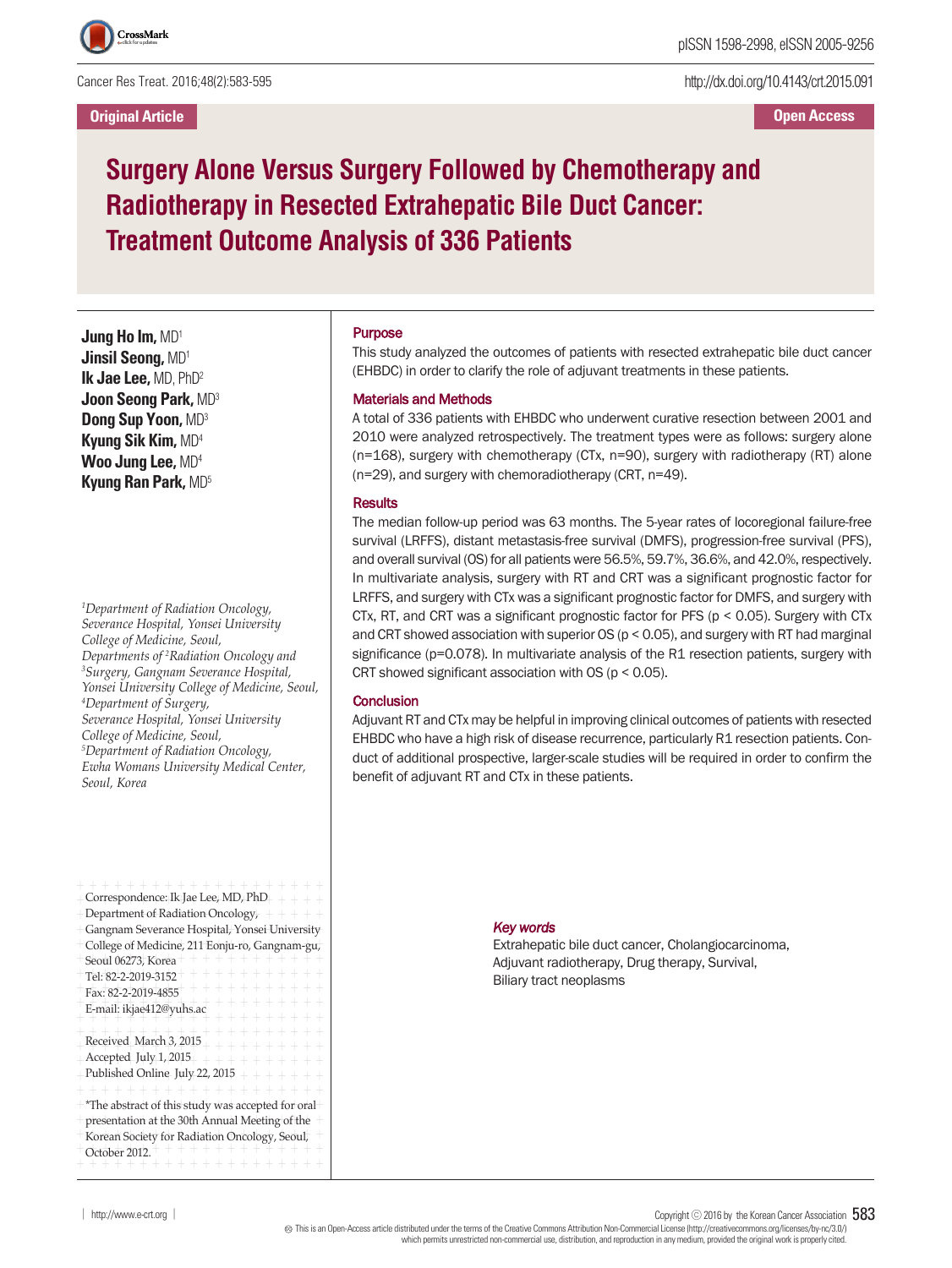Original Article

Open Access

# Surgery Alone Versus Surgery Followed by Chemotherapy and Radiotherapy in Resected Extrahepatic Bile Duct Cancer: Treatment Outcome Analysis of 336 Patients

**Jung Ho Im,** MD[1]
**Jinsil Seong,** MD[1]
**Ik Jae Lee,** MD, PhD[2]
**Joon Seong Park,** MD[3]
**Dong Sup Yoon,** MD[3]
**Kyung Sik Kim,** MD[4]
**Woo Jung Lee,** MD[4]
**Kyung Ran Park,** MD[5]

*[1]Department of Radiation Oncology, Severance Hospital, Yonsei University College of Medicine, Seoul, Departments of [2]Radiation Oncology and [3]Surgery, Gangnam Severance Hospital, Yonsei University College of Medicine, Seoul, [4]Department of Surgery, Severance Hospital, Yonsei University College of Medicine, Seoul, [5]Department of Radiation Oncology, Ewha Womans University Medical Center, Seoul, Korea*

Correspondence: Ik Jae Lee, MD, PhD
Department of Radiation Oncology, Gangnam Severance Hospital, Yonsei University College of Medicine, 211 Eonju-ro, Gangnam-gu, Seoul 06273, Korea
Tel: 82-2-2019-3152
Fax: 82-2-2019-4855
E-mail: ikjae412@yuhs.ac

Received March 3, 2015
Accepted July 1, 2015
Published Online July 22, 2015

*The abstract of this study was accepted for oral presentation at the 30th Annual Meeting of the Korean Society for Radiation Oncology, Seoul, October 2012.

### Purpose

This study analyzed the outcomes of patients with resected extrahepatic bile duct cancer (EHBDC) in order to clarify the role of adjuvant treatments in these patients.

### Materials and Methods

A total of 336 patients with EHBDC who underwent curative resection between 2001 and 2010 were analyzed retrospectively. The treatment types were as follows: surgery alone (n=168), surgery with chemotherapy (CTx, n=90), surgery with radiotherapy (RT) alone (n=29), and surgery with chemoradiotherapy (CRT, n=49).

### Results

The median follow-up period was 63 months. The 5-year rates of locoregional failure-free survival (LRFFS), distant metastasis-free survival (DMFS), progression-free survival (PFS), and overall survival (OS) for all patients were 56.5%, 59.7%, 36.6%, and 42.0%, respectively. In multivariate analysis, surgery with RT and CRT was a significant prognostic factor for LRFFS, and surgery with CTx was a significant prognostic factor for DMFS, and surgery with CTx, RT, and CRT was a significant prognostic factor for PFS ($p < 0.05$). Surgery with CTx and CRT showed association with superior OS ($p < 0.05$), and surgery with RT had marginal significance (p=0.078). In multivariate analysis of the R1 resection patients, surgery with CRT showed significant association with OS ($p < 0.05$).

### Conclusion

Adjuvant RT and CTx may be helpful in improving clinical outcomes of patients with resected EHBDC who have a high risk of disease recurrence, particularly R1 resection patients. Conduct of additional prospective, larger-scale studies will be required in order to confirm the benefit of adjuvant RT and CTx in these patients.

***Key words***

Extrahepatic bile duct cancer, Cholangiocarcinoma, Adjuvant radiotherapy, Drug therapy, Survival, Biliary tract neoplasms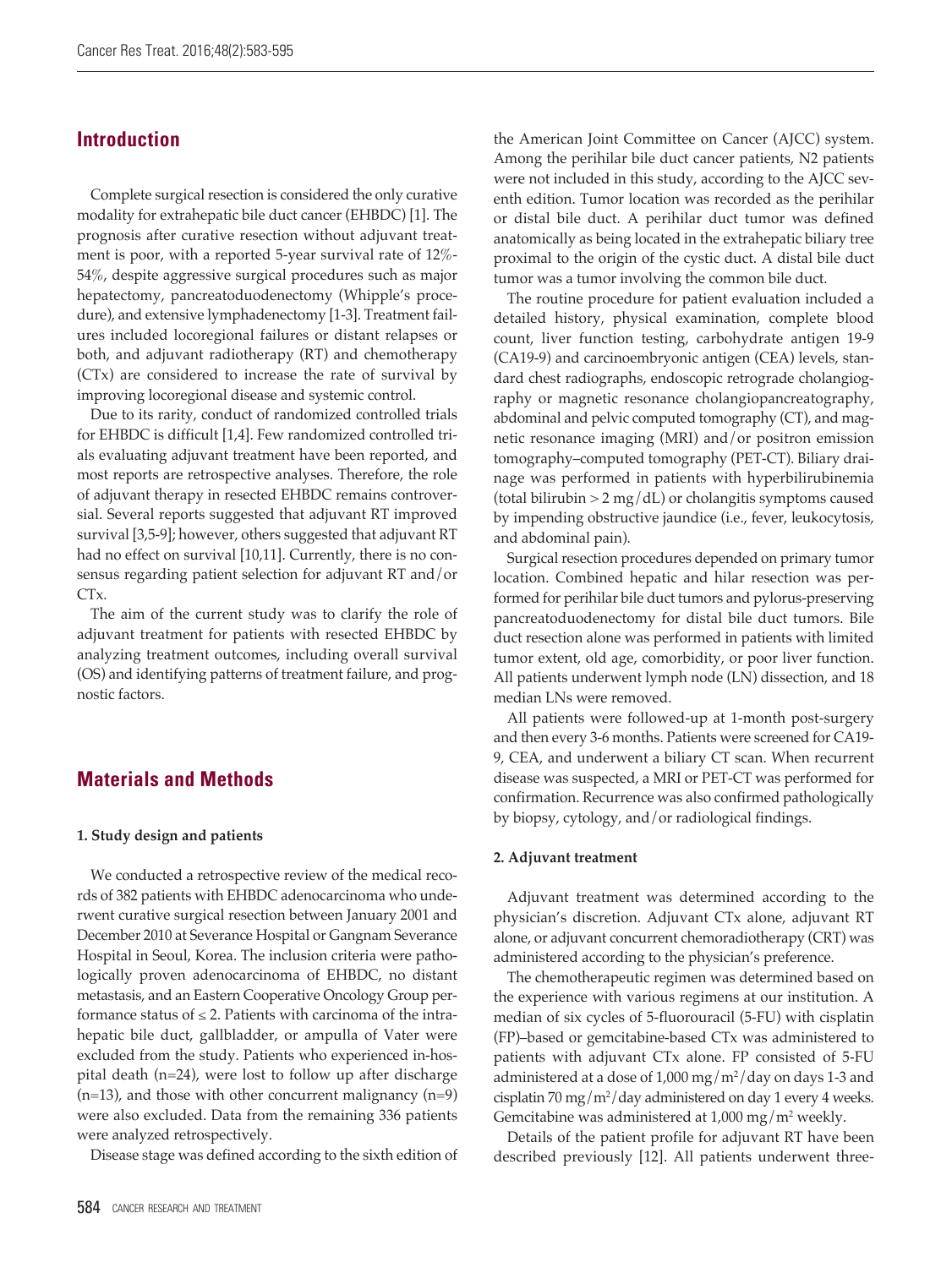## Introduction

Complete surgical resection is considered the only curative modality for extrahepatic bile duct cancer (EHBDC) [1]. The prognosis after curative resection without adjuvant treatment is poor, with a reported 5-year survival rate of 12%-54%, despite aggressive surgical procedures such as major hepatectomy, pancreatoduodenectomy (Whipple's procedure), and extensive lymphadenectomy [1-3]. Treatment failures included locoregional failures or distant relapses or both, and adjuvant radiotherapy (RT) and chemotherapy (CTx) are considered to increase the rate of survival by improving locoregional disease and systemic control.

Due to its rarity, conduct of randomized controlled trials for EHBDC is difficult [1,4]. Few randomized controlled trials evaluating adjuvant treatment have been reported, and most reports are retrospective analyses. Therefore, the role of adjuvant therapy in resected EHBDC remains controversial. Several reports suggested that adjuvant RT improved survival [3,5-9]; however, others suggested that adjuvant RT had no effect on survival [10,11]. Currently, there is no consensus regarding patient selection for adjuvant RT and/or CTx.

The aim of the current study was to clarify the role of adjuvant treatment for patients with resected EHBDC by analyzing treatment outcomes, including overall survival (OS) and identifying patterns of treatment failure, and prognostic factors.

## Materials and Methods

### 1. Study design and patients

We conducted a retrospective review of the medical records of 382 patients with EHBDC adenocarcinoma who underwent curative surgical resection between January 2001 and December 2010 at Severance Hospital or Gangnam Severance Hospital in Seoul, Korea. The inclusion criteria were pathologically proven adenocarcinoma of EHBDC, no distant metastasis, and an Eastern Cooperative Oncology Group performance status of ≤ 2. Patients with carcinoma of the intrahepatic bile duct, gallbladder, or ampulla of Vater were excluded from the study. Patients who experienced in-hospital death (n=24), were lost to follow up after discharge (n=13), and those with other concurrent malignancy (n=9) were also excluded. Data from the remaining 336 patients were analyzed retrospectively.

Disease stage was defined according to the sixth edition of the American Joint Committee on Cancer (AJCC) system. Among the perihilar bile duct cancer patients, N2 patients were not included in this study, according to the AJCC seventh edition. Tumor location was recorded as the perihilar or distal bile duct. A perihilar duct tumor was defined anatomically as being located in the extrahepatic biliary tree proximal to the origin of the cystic duct. A distal bile duct tumor was a tumor involving the common bile duct.

The routine procedure for patient evaluation included a detailed history, physical examination, complete blood count, liver function testing, carbohydrate antigen 19-9 (CA19-9) and carcinoembryonic antigen (CEA) levels, standard chest radiographs, endoscopic retrograde cholangiography or magnetic resonance cholangiopancreatography, abdominal and pelvic computed tomography (CT), and magnetic resonance imaging (MRI) and/or positron emission tomography–computed tomography (PET-CT). Biliary drainage was performed in patients with hyperbilirubinemia (total bilirubin > 2 mg/dL) or cholangitis symptoms caused by impending obstructive jaundice (i.e., fever, leukocytosis, and abdominal pain).

Surgical resection procedures depended on primary tumor location. Combined hepatic and hilar resection was performed for perihilar bile duct tumors and pylorus-preserving pancreatoduodenectomy for distal bile duct tumors. Bile duct resection alone was performed in patients with limited tumor extent, old age, comorbidity, or poor liver function. All patients underwent lymph node (LN) dissection, and 18 median LNs were removed.

All patients were followed-up at 1-month post-surgery and then every 3-6 months. Patients were screened for CA19-9, CEA, and underwent a biliary CT scan. When recurrent disease was suspected, a MRI or PET-CT was performed for confirmation. Recurrence was also confirmed pathologically by biopsy, cytology, and/or radiological findings.

### 2. Adjuvant treatment

Adjuvant treatment was determined according to the physician's discretion. Adjuvant CTx alone, adjuvant RT alone, or adjuvant concurrent chemoradiotherapy (CRT) was administered according to the physician's preference.

The chemotherapeutic regimen was determined based on the experience with various regimens at our institution. A median of six cycles of 5-fluorouracil (5-FU) with cisplatin (FP)–based or gemcitabine-based CTx was administered to patients with adjuvant CTx alone. FP consisted of 5-FU administered at a dose of 1,000 mg/m$^2$/day on days 1-3 and cisplatin 70 mg/m$^2$/day administered on day 1 every 4 weeks. Gemcitabine was administered at 1,000 mg/m$^2$ weekly.

Details of the patient profile for adjuvant RT have been described previously [12]. All patients underwent three-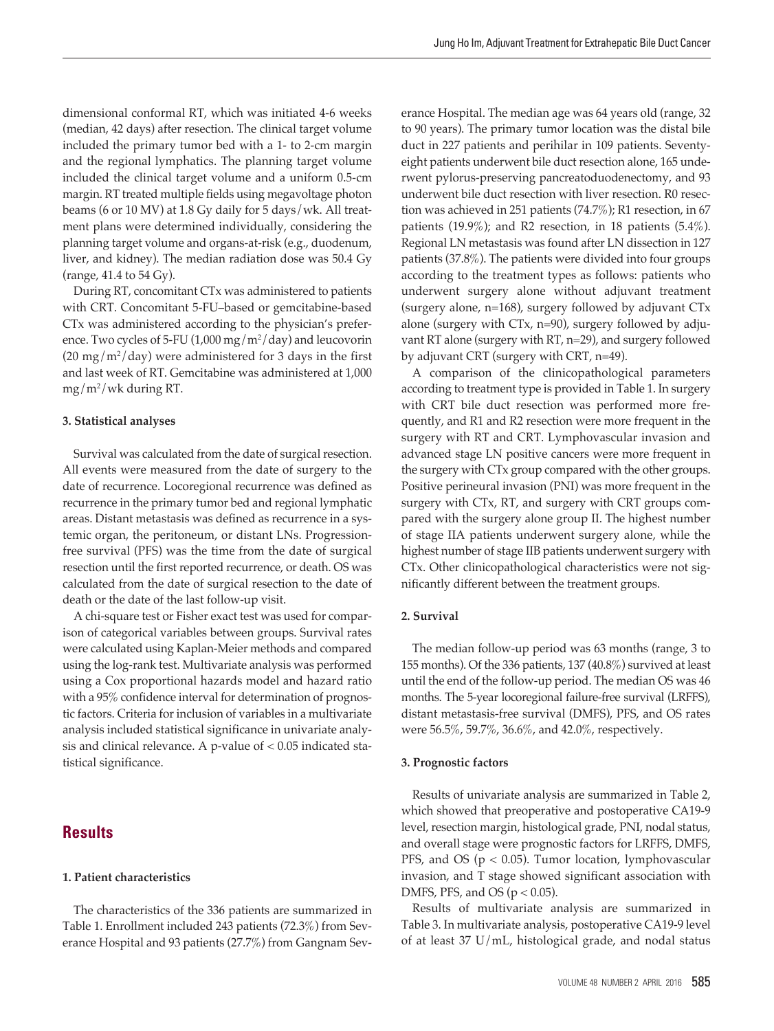dimensional conformal RT, which was initiated 4-6 weeks (median, 42 days) after resection. The clinical target volume included the primary tumor bed with a 1- to 2-cm margin and the regional lymphatics. The planning target volume included the clinical target volume and a uniform 0.5-cm margin. RT treated multiple fields using megavoltage photon beams (6 or 10 MV) at 1.8 Gy daily for 5 days/wk. All treatment plans were determined individually, considering the planning target volume and organs-at-risk (e.g., duodenum, liver, and kidney). The median radiation dose was 50.4 Gy (range, 41.4 to 54 Gy).

During RT, concomitant CTx was administered to patients with CRT. Concomitant 5-FU–based or gemcitabine-based CTx was administered according to the physician's preference. Two cycles of 5-FU (1,000 $mg/m^2/day$) and leucovorin (20 $mg/m^2/day$) were administered for 3 days in the first and last week of RT. Gemcitabine was administered at 1,000 $mg/m^2/wk$ during RT.

**3. Statistical analyses**

Survival was calculated from the date of surgical resection. All events were measured from the date of surgery to the date of recurrence. Locoregional recurrence was defined as recurrence in the primary tumor bed and regional lymphatic areas. Distant metastasis was defined as recurrence in a systemic organ, the peritoneum, or distant LNs. Progression-free survival (PFS) was the time from the date of surgical resection until the first reported recurrence, or death. OS was calculated from the date of surgical resection to the date of death or the date of the last follow-up visit.

A chi-square test or Fisher exact test was used for comparison of categorical variables between groups. Survival rates were calculated using Kaplan-Meier methods and compared using the log-rank test. Multivariate analysis was performed using a Cox proportional hazards model and hazard ratio with a 95% confidence interval for determination of prognostic factors. Criteria for inclusion of variables in a multivariate analysis included statistical significance in univariate analysis and clinical relevance. A p-value of $< 0.05$ indicated statistical significance.

## Results

**1. Patient characteristics**

The characteristics of the 336 patients are summarized in Table 1. Enrollment included 243 patients (72.3%) from Severance Hospital and 93 patients (27.7%) from Gangnam Severance Hospital. The median age was 64 years old (range, 32 to 90 years). The primary tumor location was the distal bile duct in 227 patients and perihilar in 109 patients. Seventy-eight patients underwent bile duct resection alone, 165 underwent pylorus-preserving pancreatoduodenectomy, and 93 underwent bile duct resection with liver resection. R0 resection was achieved in 251 patients (74.7%); R1 resection, in 67 patients (19.9%); and R2 resection, in 18 patients (5.4%). Regional LN metastasis was found after LN dissection in 127 patients (37.8%). The patients were divided into four groups according to the treatment types as follows: patients who underwent surgery alone without adjuvant treatment (surgery alone, n=168), surgery followed by adjuvant CTx alone (surgery with CTx, n=90), surgery followed by adjuvant RT alone (surgery with RT, n=29), and surgery followed by adjuvant CRT (surgery with CRT, n=49).

A comparison of the clinicopathological parameters according to treatment type is provided in Table 1. In surgery with CRT bile duct resection was performed more frequently, and R1 and R2 resection were more frequent in the surgery with RT and CRT. Lymphovascular invasion and advanced stage LN positive cancers were more frequent in the surgery with CTx group compared with the other groups. Positive perineural invasion (PNI) was more frequent in the surgery with CTx, RT, and surgery with CRT groups compared with the surgery alone group II. The highest number of stage IIA patients underwent surgery alone, while the highest number of stage IIB patients underwent surgery with CTx. Other clinicopathological characteristics were not significantly different between the treatment groups.

**2. Survival**

The median follow-up period was 63 months (range, 3 to 155 months). Of the 336 patients, 137 (40.8%) survived at least until the end of the follow-up period. The median OS was 46 months. The 5-year locoregional failure-free survival (LRFFS), distant metastasis-free survival (DMFS), PFS, and OS rates were 56.5%, 59.7%, 36.6%, and 42.0%, respectively.

**3. Prognostic factors**

Results of univariate analysis are summarized in Table 2, which showed that preoperative and postoperative CA19-9 level, resection margin, histological grade, PNI, nodal status, and overall stage were prognostic factors for LRFFS, DMFS, PFS, and OS ($p < 0.05$). Tumor location, lymphovascular invasion, and T stage showed significant association with DMFS, PFS, and OS ($p < 0.05$).

Results of multivariate analysis are summarized in Table 3. In multivariate analysis, postoperative CA19-9 level of at least 37 U/mL, histological grade, and nodal status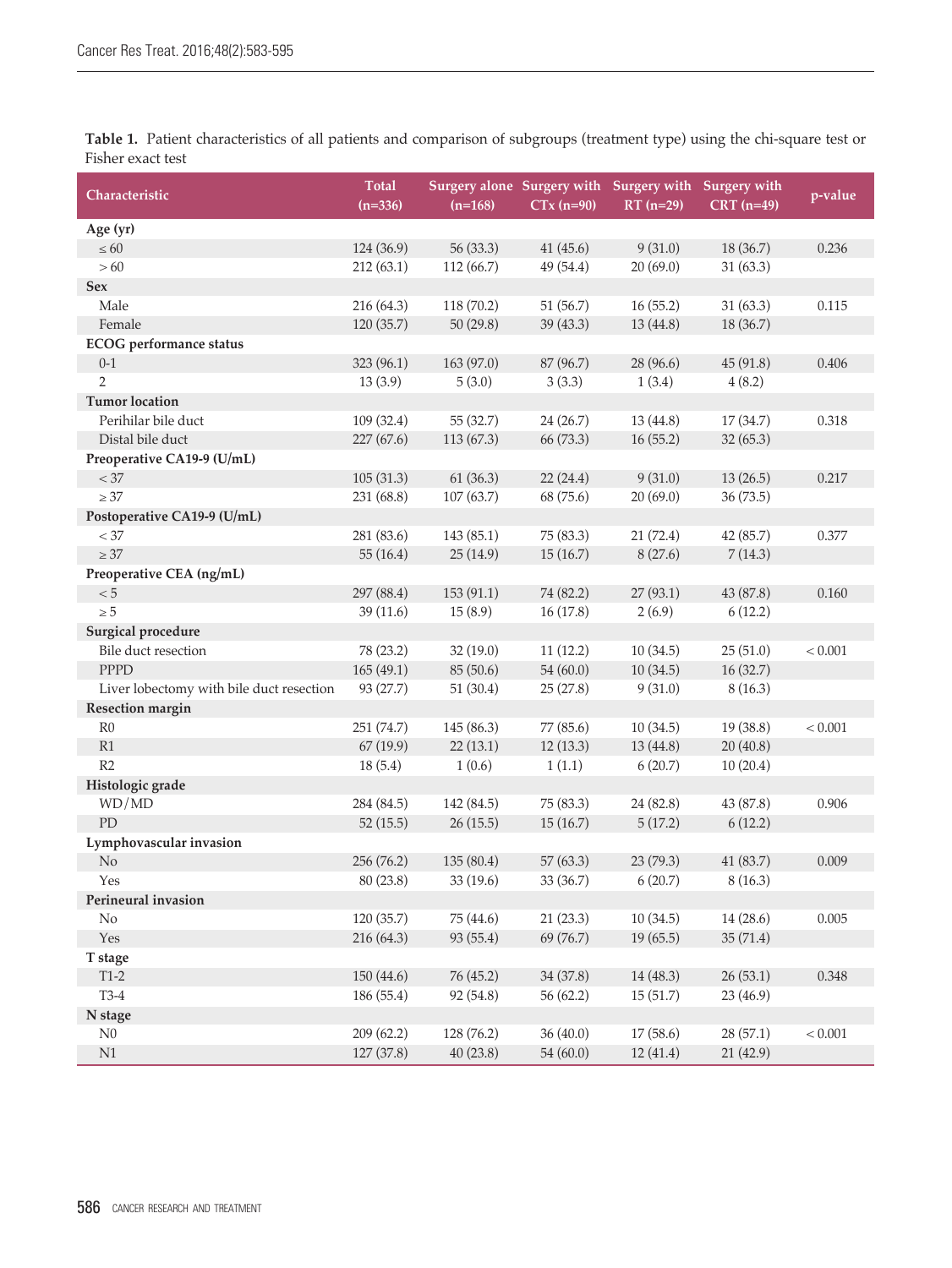**Table 1.** Patient characteristics of all patients and comparison of subgroups (treatment type) using the chi-square test or Fisher exact test

| Characteristic | Total (n=336) | Surgery alone (n=168) | Surgery with CTx (n=90) | Surgery with RT (n=29) | Surgery with CRT (n=49) | p-value |
|---|---|---|---|---|---|---|
| **Age (yr)** | | | | | | |
| ≤ 60 | 124 (36.9) | 56 (33.3) | 41 (45.6) | 9 (31.0) | 18 (36.7) | 0.236 |
| > 60 | 212 (63.1) | 112 (66.7) | 49 (54.4) | 20 (69.0) | 31 (63.3) | |
| **Sex** | | | | | | |
| Male | 216 (64.3) | 118 (70.2) | 51 (56.7) | 16 (55.2) | 31 (63.3) | 0.115 |
| Female | 120 (35.7) | 50 (29.8) | 39 (43.3) | 13 (44.8) | 18 (36.7) | |
| **ECOG performance status** | | | | | | |
| 0-1 | 323 (96.1) | 163 (97.0) | 87 (96.7) | 28 (96.6) | 45 (91.8) | 0.406 |
| 2 | 13 (3.9) | 5 (3.0) | 3 (3.3) | 1 (3.4) | 4 (8.2) | |
| **Tumor location** | | | | | | |
| Perihilar bile duct | 109 (32.4) | 55 (32.7) | 24 (26.7) | 13 (44.8) | 17 (34.7) | 0.318 |
| Distal bile duct | 227 (67.6) | 113 (67.3) | 66 (73.3) | 16 (55.2) | 32 (65.3) | |
| **Preoperative CA19-9 (U/mL)** | | | | | | |
| < 37 | 105 (31.3) | 61 (36.3) | 22 (24.4) | 9 (31.0) | 13 (26.5) | 0.217 |
| ≥ 37 | 231 (68.8) | 107 (63.7) | 68 (75.6) | 20 (69.0) | 36 (73.5) | |
| **Postoperative CA19-9 (U/mL)** | | | | | | |
| < 37 | 281 (83.6) | 143 (85.1) | 75 (83.3) | 21 (72.4) | 42 (85.7) | 0.377 |
| ≥ 37 | 55 (16.4) | 25 (14.9) | 15 (16.7) | 8 (27.6) | 7 (14.3) | |
| **Preoperative CEA (ng/mL)** | | | | | | |
| < 5 | 297 (88.4) | 153 (91.1) | 74 (82.2) | 27 (93.1) | 43 (87.8) | 0.160 |
| ≥ 5 | 39 (11.6) | 15 (8.9) | 16 (17.8) | 2 (6.9) | 6 (12.2) | |
| **Surgical procedure** | | | | | | |
| Bile duct resection | 78 (23.2) | 32 (19.0) | 11 (12.2) | 10 (34.5) | 25 (51.0) | < 0.001 |
| PPPD | 165 (49.1) | 85 (50.6) | 54 (60.0) | 10 (34.5) | 16 (32.7) | |
| Liver lobectomy with bile duct resection | 93 (27.7) | 51 (30.4) | 25 (27.8) | 9 (31.0) | 8 (16.3) | |
| **Resection margin** | | | | | | |
| R0 | 251 (74.7) | 145 (86.3) | 77 (85.6) | 10 (34.5) | 19 (38.8) | < 0.001 |
| R1 | 67 (19.9) | 22 (13.1) | 12 (13.3) | 13 (44.8) | 20 (40.8) | |
| R2 | 18 (5.4) | 1 (0.6) | 1 (1.1) | 6 (20.7) | 10 (20.4) | |
| **Histologic grade** | | | | | | |
| WD/MD | 284 (84.5) | 142 (84.5) | 75 (83.3) | 24 (82.8) | 43 (87.8) | 0.906 |
| PD | 52 (15.5) | 26 (15.5) | 15 (16.7) | 5 (17.2) | 6 (12.2) | |
| **Lymphovascular invasion** | | | | | | |
| No | 256 (76.2) | 135 (80.4) | 57 (63.3) | 23 (79.3) | 41 (83.7) | 0.009 |
| Yes | 80 (23.8) | 33 (19.6) | 33 (36.7) | 6 (20.7) | 8 (16.3) | |
| **Perineural invasion** | | | | | | |
| No | 120 (35.7) | 75 (44.6) | 21 (23.3) | 10 (34.5) | 14 (28.6) | 0.005 |
| Yes | 216 (64.3) | 93 (55.4) | 69 (76.7) | 19 (65.5) | 35 (71.4) | |
| **T stage** | | | | | | |
| T1-2 | 150 (44.6) | 76 (45.2) | 34 (37.8) | 14 (48.3) | 26 (53.1) | 0.348 |
| T3-4 | 186 (55.4) | 92 (54.8) | 56 (62.2) | 15 (51.7) | 23 (46.9) | |
| **N stage** | | | | | | |
| N0 | 209 (62.2) | 128 (76.2) | 36 (40.0) | 17 (58.6) | 28 (57.1) | < 0.001 |
| N1 | 127 (37.8) | 40 (23.8) | 54 (60.0) | 12 (41.4) | 21 (42.9) | |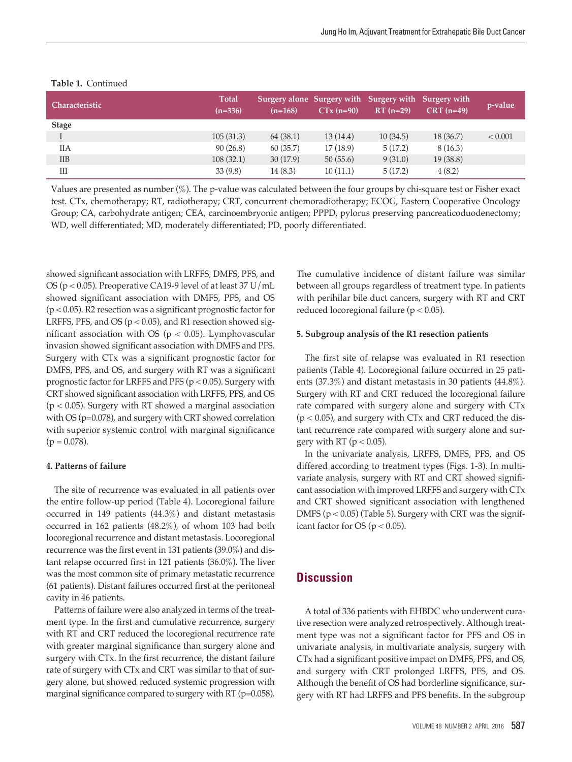**Table 1.** Continued

| Characteristic | Total (n=336) | Surgery alone (n=168) | Surgery with CTx (n=90) | Surgery with RT (n=29) | Surgery with CRT (n=49) | p-value |
|---|---|---|---|---|---|---|
| **Stage** | | | | | | |
| I | 105 (31.3) | 64 (38.1) | 13 (14.4) | 10 (34.5) | 18 (36.7) | < 0.001 |
| IIA | 90 (26.8) | 60 (35.7) | 17 (18.9) | 5 (17.2) | 8 (16.3) | |
| IIB | 108 (32.1) | 30 (17.9) | 50 (55.6) | 9 (31.0) | 19 (38.8) | |
| III | 33 (9.8) | 14 (8.3) | 10 (11.1) | 5 (17.2) | 4 (8.2) | |

Values are presented as number (%). The p-value was calculated between the four groups by chi-square test or Fisher exact test. CTx, chemotherapy; RT, radiotherapy; CRT, concurrent chemoradiotherapy; ECOG, Eastern Cooperative Oncology Group; CA, carbohydrate antigen; CEA, carcinoembryonic antigen; PPPD, pylorus preserving pancreaticoduodenectomy; WD, well differentiated; MD, moderately differentiated; PD, poorly differentiated.

showed significant association with LRFFS, DMFS, PFS, and OS ($p < 0.05$). Preoperative CA19-9 level of at least 37 U/mL showed significant association with DMFS, PFS, and OS ($p < 0.05$). R2 resection was a significant prognostic factor for LRFFS, PFS, and OS ($p < 0.05$), and R1 resection showed significant association with OS ($p < 0.05$). Lymphovascular invasion showed significant association with DMFS and PFS. Surgery with CTx was a significant prognostic factor for DMFS, PFS, and OS, and surgery with RT was a significant prognostic factor for LRFFS and PFS ($p < 0.05$). Surgery with CRT showed significant association with LRFFS, PFS, and OS ($p < 0.05$). Surgery with RT showed a marginal association with OS (p=0.078), and surgery with CRT showed correlation with superior systemic control with marginal significance ($p = 0.078$).

#### 4. Patterns of failure

The site of recurrence was evaluated in all patients over the entire follow-up period (Table 4). Locoregional failure occurred in 149 patients (44.3%) and distant metastasis occurred in 162 patients (48.2%), of whom 103 had both locoregional recurrence and distant metastasis. Locoregional recurrence was the first event in 131 patients (39.0%) and distant relapse occurred first in 121 patients (36.0%). The liver was the most common site of primary metastatic recurrence (61 patients). Distant failures occurred first at the peritoneal cavity in 46 patients.

Patterns of failure were also analyzed in terms of the treatment type. In the first and cumulative recurrence, surgery with RT and CRT reduced the locoregional recurrence rate with greater marginal significance than surgery alone and surgery with CTx. In the first recurrence, the distant failure rate of surgery with CTx and CRT was similar to that of surgery alone, but showed reduced systemic progression with marginal significance compared to surgery with RT (p=0.058). The cumulative incidence of distant failure was similar between all groups regardless of treatment type. In patients with perihilar bile duct cancers, surgery with RT and CRT reduced locoregional failure ($p < 0.05$).

#### 5. Subgroup analysis of the R1 resection patients

The first site of relapse was evaluated in R1 resection patients (Table 4). Locoregional failure occurred in 25 patients (37.3%) and distant metastasis in 30 patients (44.8%). Surgery with RT and CRT reduced the locoregional failure rate compared with surgery alone and surgery with CTx ($p < 0.05$), and surgery with CTx and CRT reduced the distant recurrence rate compared with surgery alone and surgery with RT ($p < 0.05$).

In the univariate analysis, LRFFS, DMFS, PFS, and OS differed according to treatment types (Figs. 1-3). In multivariate analysis, surgery with RT and CRT showed significant association with improved LRFFS and surgery with CTx and CRT showed significant association with lengthened DMFS ($p < 0.05$) (Table 5). Surgery with CRT was the significant factor for OS ($p < 0.05$).

## Discussion

A total of 336 patients with EHBDC who underwent curative resection were analyzed retrospectively. Although treatment type was not a significant factor for PFS and OS in univariate analysis, in multivariate analysis, surgery with CTx had a significant positive impact on DMFS, PFS, and OS, and surgery with CRT prolonged LRFFS, PFS, and OS. Although the benefit of OS had borderline significance, surgery with RT had LRFFS and PFS benefits. In the subgroup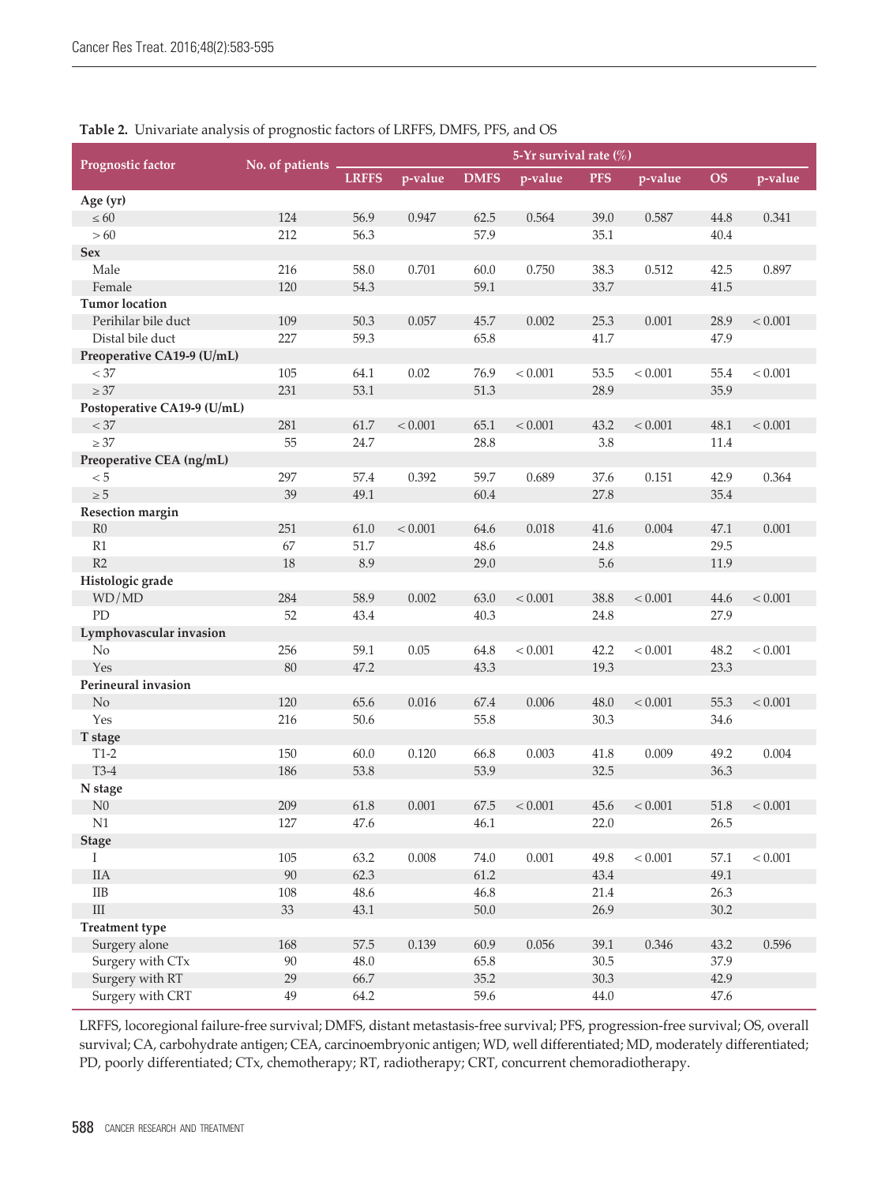**Table 2.** Univariate analysis of prognostic factors of LRFFS, DMFS, PFS, and OS

| Prognostic factor | No. of patients | 5-Yr survival rate (%) | | | | | | | |
|---|---|---|---|---|---|---|---|---|---|
| | | LRFFS | p-value | DMFS | p-value | PFS | p-value | OS | p-value |
| **Age (yr)** | | | | | | | | | |
| ≤ 60 | 124 | 56.9 | 0.947 | 62.5 | 0.564 | 39.0 | 0.587 | 44.8 | 0.341 |
| > 60 | 212 | 56.3 | | 57.9 | | 35.1 | | 40.4 | |
| **Sex** | | | | | | | | | |
| Male | 216 | 58.0 | 0.701 | 60.0 | 0.750 | 38.3 | 0.512 | 42.5 | 0.897 |
| Female | 120 | 54.3 | | 59.1 | | 33.7 | | 41.5 | |
| **Tumor location** | | | | | | | | | |
| Perihilar bile duct | 109 | 50.3 | 0.057 | 45.7 | 0.002 | 25.3 | 0.001 | 28.9 | < 0.001 |
| Distal bile duct | 227 | 59.3 | | 65.8 | | 41.7 | | 47.9 | |
| **Preoperative CA19-9 (U/mL)** | | | | | | | | | |
| < 37 | 105 | 64.1 | 0.02 | 76.9 | < 0.001 | 53.5 | < 0.001 | 55.4 | < 0.001 |
| ≥ 37 | 231 | 53.1 | | 51.3 | | 28.9 | | 35.9 | |
| **Postoperative CA19-9 (U/mL)** | | | | | | | | | |
| < 37 | 281 | 61.7 | < 0.001 | 65.1 | < 0.001 | 43.2 | < 0.001 | 48.1 | < 0.001 |
| ≥ 37 | 55 | 24.7 | | 28.8 | | 3.8 | | 11.4 | |
| **Preoperative CEA (ng/mL)** | | | | | | | | | |
| < 5 | 297 | 57.4 | 0.392 | 59.7 | 0.689 | 37.6 | 0.151 | 42.9 | 0.364 |
| ≥ 5 | 39 | 49.1 | | 60.4 | | 27.8 | | 35.4 | |
| **Resection margin** | | | | | | | | | |
| R0 | 251 | 61.0 | < 0.001 | 64.6 | 0.018 | 41.6 | 0.004 | 47.1 | 0.001 |
| R1 | 67 | 51.7 | | 48.6 | | 24.8 | | 29.5 | |
| R2 | 18 | 8.9 | | 29.0 | | 5.6 | | 11.9 | |
| **Histologic grade** | | | | | | | | | |
| WD/MD | 284 | 58.9 | 0.002 | 63.0 | < 0.001 | 38.8 | < 0.001 | 44.6 | < 0.001 |
| PD | 52 | 43.4 | | 40.3 | | 24.8 | | 27.9 | |
| **Lymphovascular invasion** | | | | | | | | | |
| No | 256 | 59.1 | 0.05 | 64.8 | < 0.001 | 42.2 | < 0.001 | 48.2 | < 0.001 |
| Yes | 80 | 47.2 | | 43.3 | | 19.3 | | 23.3 | |
| **Perineural invasion** | | | | | | | | | |
| No | 120 | 65.6 | 0.016 | 67.4 | 0.006 | 48.0 | < 0.001 | 55.3 | < 0.001 |
| Yes | 216 | 50.6 | | 55.8 | | 30.3 | | 34.6 | |
| **T stage** | | | | | | | | | |
| T1-2 | 150 | 60.0 | 0.120 | 66.8 | 0.003 | 41.8 | 0.009 | 49.2 | 0.004 |
| T3-4 | 186 | 53.8 | | 53.9 | | 32.5 | | 36.3 | |
| **N stage** | | | | | | | | | |
| N0 | 209 | 61.8 | 0.001 | 67.5 | < 0.001 | 45.6 | < 0.001 | 51.8 | < 0.001 |
| N1 | 127 | 47.6 | | 46.1 | | 22.0 | | 26.5 | |
| **Stage** | | | | | | | | | |
| I | 105 | 63.2 | 0.008 | 74.0 | 0.001 | 49.8 | < 0.001 | 57.1 | < 0.001 |
| IIA | 90 | 62.3 | | 61.2 | | 43.4 | | 49.1 | |
| IIB | 108 | 48.6 | | 46.8 | | 21.4 | | 26.3 | |
| III | 33 | 43.1 | | 50.0 | | 26.9 | | 30.2 | |
| **Treatment type** | | | | | | | | | |
| Surgery alone | 168 | 57.5 | 0.139 | 60.9 | 0.056 | 39.1 | 0.346 | 43.2 | 0.596 |
| Surgery with CTx | 90 | 48.0 | | 65.8 | | 30.5 | | 37.9 | |
| Surgery with RT | 29 | 66.7 | | 35.2 | | 30.3 | | 42.9 | |
| Surgery with CRT | 49 | 64.2 | | 59.6 | | 44.0 | | 47.6 | |

LRFFS, locoregional failure-free survival; DMFS, distant metastasis-free survival; PFS, progression-free survival; OS, overall survival; CA, carbohydrate antigen; CEA, carcinoembryonic antigen; WD, well differentiated; MD, moderately differentiated; PD, poorly differentiated; CTx, chemotherapy; RT, radiotherapy; CRT, concurrent chemoradiotherapy.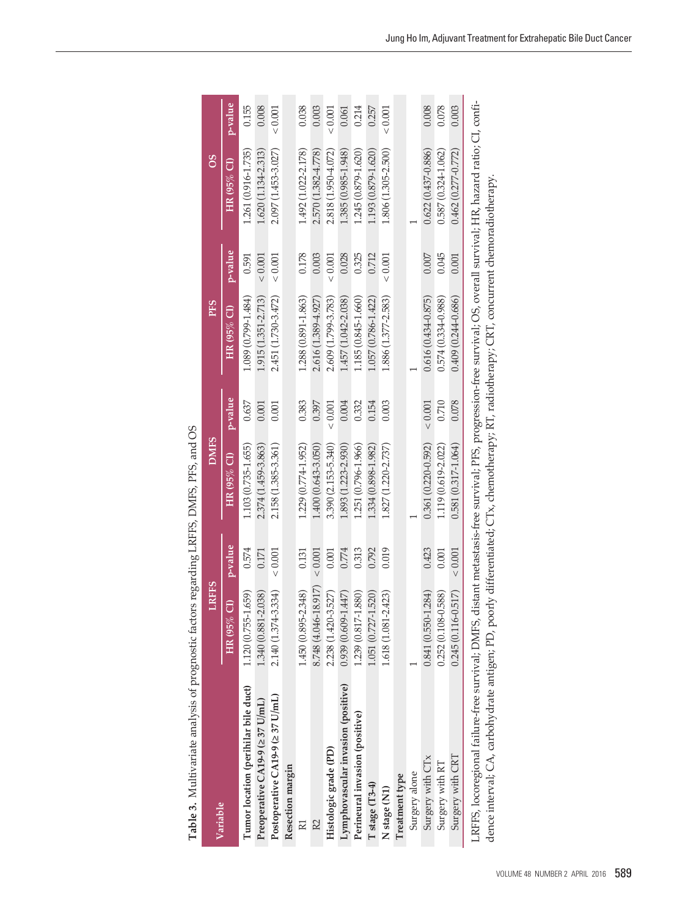**Table 3.** Multivariate analysis of prognostic factors regarding LRFFS, DMFS, PFS, and OS

| Variable | LRFFS | | DMFS | | PFS | | OS | |
|---|---|---|---|---|---|---|---|---|
| | HR (95% CI) | p-value | HR (95% CI) | p-value | HR (95% CI) | p-value | HR (95% CI) | p-value |
| **Tumor location (perihilar bile duct)** | 1.120 (0.755-1.659) | 0.574 | 1.103 (0.735-1.655) | 0.637 | 1.089 (0.799-1.484) | 0.591 | 1.261 (0.916-1.735) | 0.155 |
| **Preoperative CA19-9 (≥ 37 U/mL)** | 1.340 (0.881-2.038) | 0.171 | 2.374 (1.459-3.863) | 0.001 | 1.915 (1.351-2.713) | < 0.001 | 1.620 (1.134-2.313) | 0.008 |
| **Postoperative CA19-9 (≥ 37 U/mL)** | 2.140 (1.374-3.334) | < 0.001 | 2.158 (1.385-3.361) | 0.001 | 2.451 (1.730-3.472) | < 0.001 | 2.097 (1.453-3.027) | < 0.001 |
| **Resection margin** | | | | | | | | |
| R1 | 1.450 (0.895-2.348) | 0.131 | 1.229 (0.774-1.952) | 0.383 | 1.288 (0.891-1.863) | 0.178 | 1.492 (1.022-2.178) | 0.038 |
| R2 | 8.748 (4.046-18.917) | < 0.001 | 1.400 (0.643-3.050) | 0.397 | 2.616 (1.389-4.927) | 0.003 | 2.570 (1.382-4.778) | 0.003 |
| **Histologic grade (PD)** | 2.238 (1.420-3.527) | 0.001 | 3.390 (2.153-5.340) | < 0.001 | 2.609 (1.799-3.783) | < 0.001 | 2.818 (1.950-4.072) | < 0.001 |
| **Lymphovascular invasion (positive)** | 0.939 (0.609-1.447) | 0.774 | 1.893 (1.223-2.930) | 0.004 | 1.457 (1.042-2.038) | 0.028 | 1.385 (0.985-1.948) | 0.061 |
| **Perineural invasion (positive)** | 1.239 (0.817-1.880) | 0.313 | 1.251 (0.796-1.966) | 0.332 | 1.185 (0.845-1.660) | 0.325 | 1.245 (0.879-1.620) | 0.214 |
| **T stage (T3-4)** | 1.051 (0.727-1.520) | 0.792 | 1.334 (0.898-1.982) | 0.154 | 1.057 (0.786-1.422) | 0.712 | 1.193 (0.879-1.620) | 0.257 |
| **N stage (N1)** | 1.618 (1.081-2.423) | 0.019 | 1.827 (1.220-2.737) | 0.003 | 1.886 (1.377-2.583) | < 0.001 | 1.806 (1.305-2.500) | < 0.001 |
| **Treatment type** | | | | | | | | |
| Surgery alone | 1 | | 1 | | 1 | | 1 | |
| Surgery with CTx | 0.841 (0.550-1.284) | 0.423 | 0.361 (0.220-0.592) | < 0.001 | 0.616 (0.434-0.875) | 0.007 | 0.622 (0.437-0.886) | 0.008 |
| Surgery with RT | 0.252 (0.108-0.588) | 0.001 | 1.119 (0.619-2.022) | 0.710 | 0.574 (0.334-0.988) | 0.045 | 0.587 (0.324-1.062) | 0.078 |
| Surgery with CRT | 0.245 (0.116-0.517) | < 0.001 | 0.581 (0.317-1.064) | 0.078 | 0.409 (0.244-0.686) | 0.001 | 0.462 (0.277-0.772) | 0.003 |

LRFFS, locoregional failure-free survival; DMFS, distant metastasis-free survival; PFS, progression-free survival; OS, overall survival; HR, hazard ratio; CI, confidence interval; CA, carbohydrate antigen; PD, poorly differentiated; CTx, chemotherapy; RT, radiotherapy; CRT, concurrent chemoradiotherapy.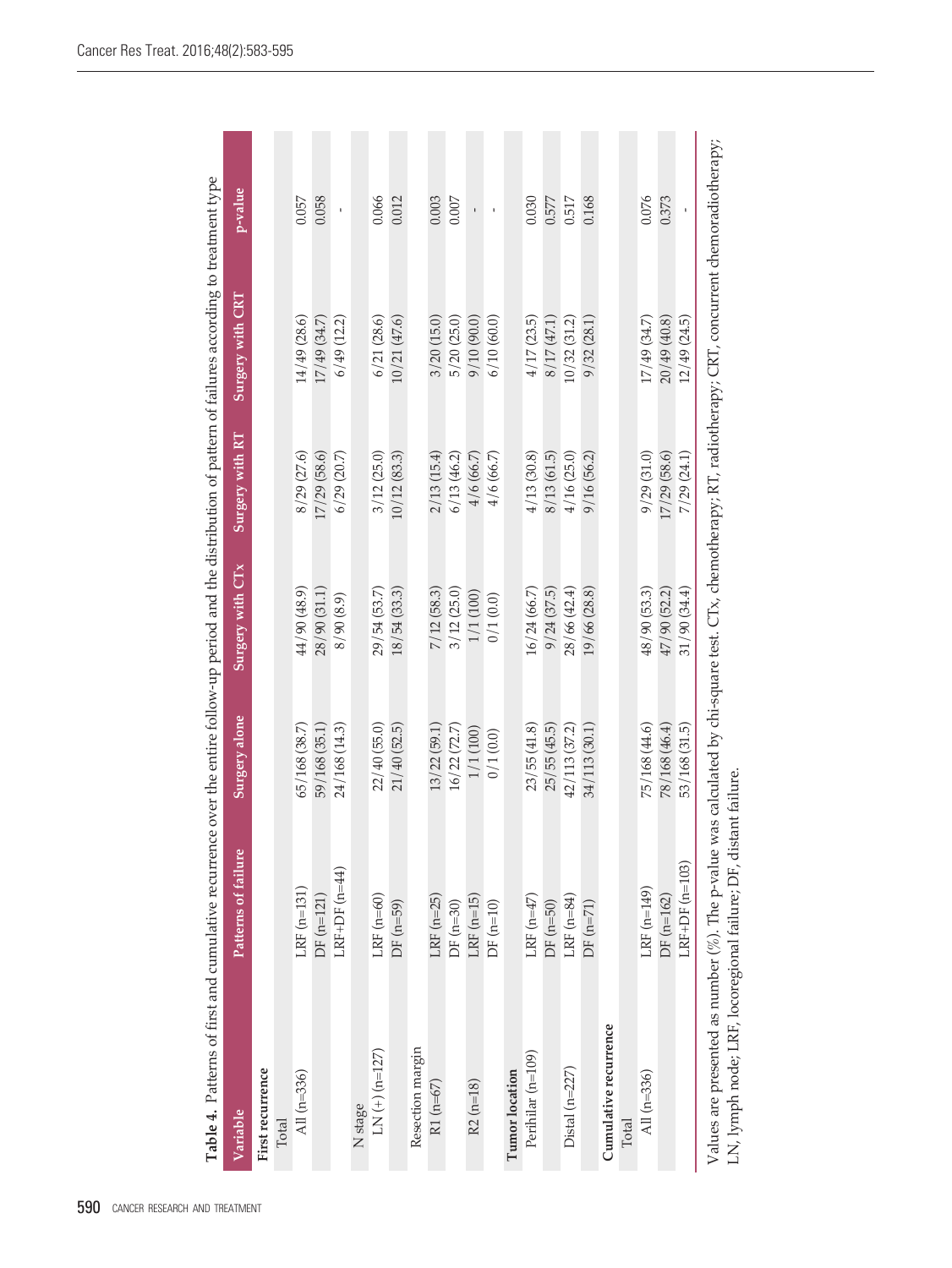**Table 4.** Patterns of first and cumulative recurrence over the entire follow-up period and the distribution of pattern of failures according to treatment type

| Variable | Patterns of failure | Surgery alone | Surgery with CTx | Surgery with RT | Surgery with CRT | p-value |
|---|---|---|---|---|---|---|
| **First recurrence** | | | | | | |
| Total | | | | | | |
| All (n=336) | LRF (n=131) | 65/168 (38.7) | 44/90 (48.9) | 8/29 (27.6) | 14/49 (28.6) | 0.057 |
| | DF (n=121) | 59/168 (35.1) | 28/90 (31.1) | 17/29 (58.6) | 17/49 (34.7) | 0.058 |
| | LRF+DF (n=44) | 24/168 (14.3) | 8/90 (8.9) | 6/29 (20.7) | 6/49 (12.2) | - |
| N stage | | | | | | |
| LN (+) (n=127) | LRF (n=60) | 22/40 (55.0) | 29/54 (53.7) | 3/12 (25.0) | 6/21 (28.6) | 0.066 |
| | DF (n=59) | 21/40 (52.5) | 18/54 (33.3) | 10/12 (83.3) | 10/21 (47.6) | 0.012 |
| Resection margin | | | | | | |
| R1 (n=67) | LRF (n=25) | 13/22 (59.1) | 7/12 (58.3) | 2/13 (15.4) | 3/20 (15.0) | 0.003 |
| | DF (n=30) | 16/22 (72.7) | 3/12 (25.0) | 6/13 (46.2) | 5/20 (25.0) | 0.007 |
| R2 (n=18) | LRF (n=15) | 1/1 (100) | 1/1 (100) | 4/6 (66.7) | 9/10 (90.0) | - |
| | DF (n=10) | 0/1 (0.0) | 0/1 (0.0) | 4/6 (66.7) | 6/10 (60.0) | - |
| **Tumor location** | | | | | | |
| Perihilar (n=109) | LRF (n=47) | 23/55 (41.8) | 16/24 (66.7) | 4/13 (30.8) | 4/17 (23.5) | 0.030 |
| | DF (n=50) | 25/55 (45.5) | 9/24 (37.5) | 8/13 (61.5) | 8/17 (47.1) | 0.577 |
| Distal (n=227) | LRF (n=84) | 42/113 (37.2) | 28/66 (42.4) | 4/16 (25.0) | 10/32 (31.2) | 0.517 |
| | DF (n=71) | 34/113 (30.1) | 19/66 (28.8) | 9/16 (56.2) | 9/32 (28.1) | 0.168 |
| **Cumulative recurrence** | | | | | | |
| Total | | | | | | |
| All (n=336) | LRF (n=149) | 75/168 (44.6) | 48/90 (53.3) | 9/29 (31.0) | 17/49 (34.7) | 0.076 |
| | DF (n=162) | 78/168 (46.4) | 47/90 (52.2) | 17/29 (58.6) | 20/49 (40.8) | 0.373 |
| | LRF+DF (n=103) | 53/168 (31.5) | 31/90 (34.4) | 7/29 (24.1) | 12/49 (24.5) | - |

Values are presented as number (%). The p-value was calculated by chi-square test. CTx, chemotherapy; RT, radiotherapy; CRT, concurrent chemoradiotherapy; LN, lymph node; LRF, locoregional failure; DF, distant failure.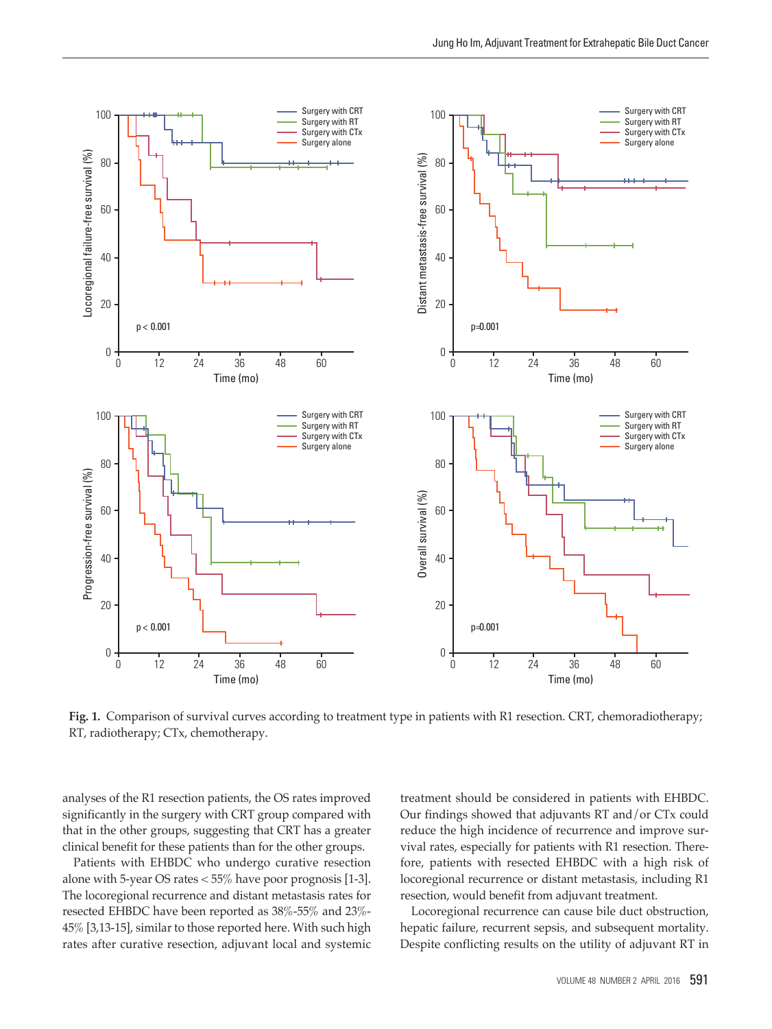**Fig. 1.** Comparison of survival curves according to treatment type in patients with R1 resection. CRT, chemoradiotherapy; RT, radiotherapy; CTx, chemotherapy.

analyses of the R1 resection patients, the OS rates improved significantly in the surgery with CRT group compared with that in the other groups, suggesting that CRT has a greater clinical benefit for these patients than for the other groups.

Patients with EHBDC who undergo curative resection alone with 5-year OS rates < 55% have poor prognosis [1-3]. The locoregional recurrence and distant metastasis rates for resected EHBDC have been reported as 38%-55% and 23%-45% [3,13-15], similar to those reported here. With such high rates after curative resection, adjuvant local and systemic treatment should be considered in patients with EHBDC. Our findings showed that adjuvants RT and/or CTx could reduce the high incidence of recurrence and improve survival rates, especially for patients with R1 resection. Therefore, patients with resected EHBDC with a high risk of locoregional recurrence or distant metastasis, including R1 resection, would benefit from adjuvant treatment.

Locoregional recurrence can cause bile duct obstruction, hepatic failure, recurrent sepsis, and subsequent mortality. Despite conflicting results on the utility of adjuvant RT in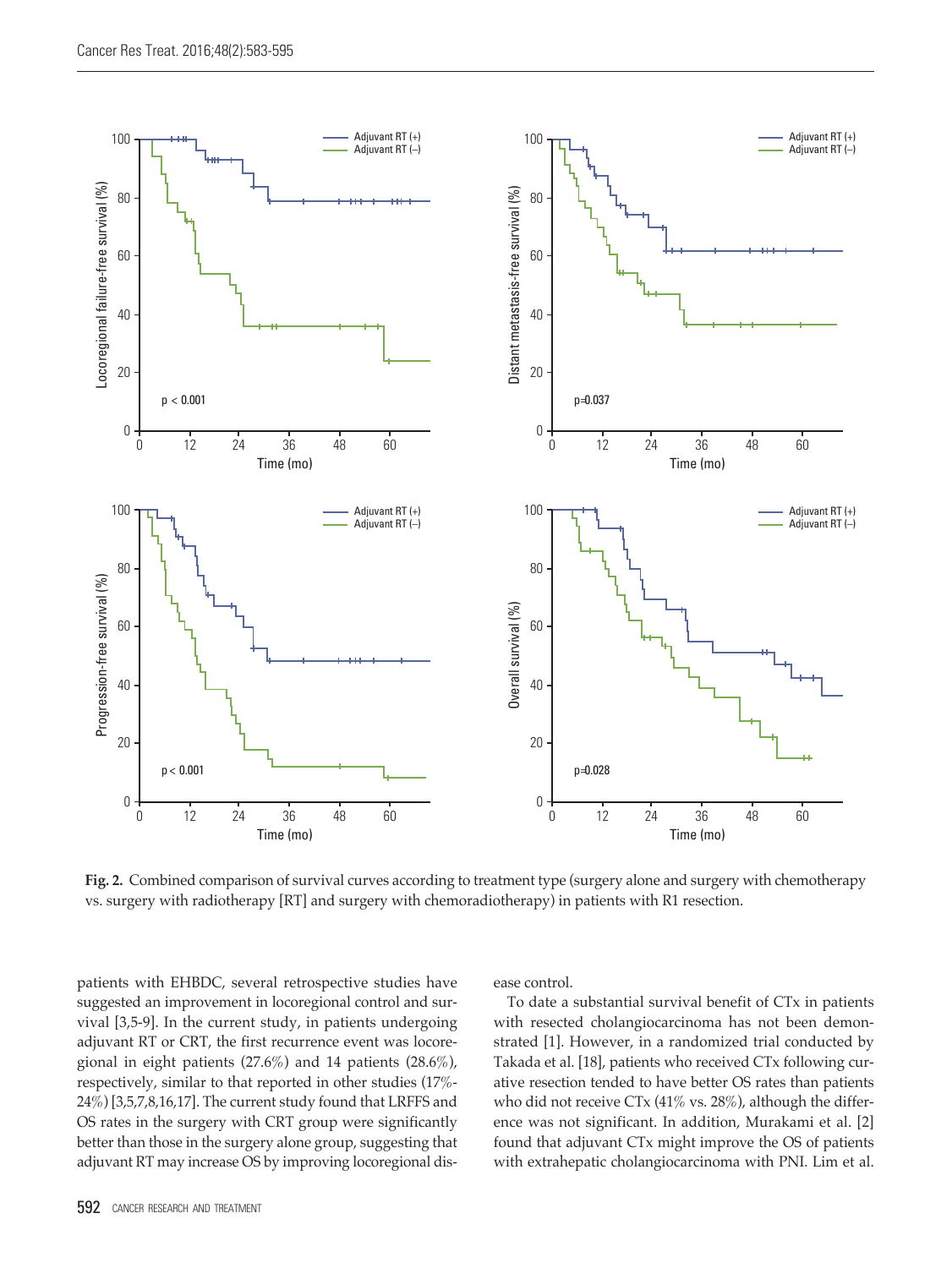Fig. 2. Combined comparison of survival curves according to treatment type (surgery alone and surgery with chemotherapy vs. surgery with radiotherapy [RT] and surgery with chemoradiotherapy) in patients with R1 resection.

patients with EHBDC, several retrospective studies have suggested an improvement in locoregional control and survival [3,5-9]. In the current study, in patients undergoing adjuvant RT or CRT, the first recurrence event was locoregional in eight patients (27.6%) and 14 patients (28.6%), respectively, similar to that reported in other studies (17%-24%) [3,5,7,8,16,17]. The current study found that LRFFS and OS rates in the surgery with CRT group were significantly better than those in the surgery alone group, suggesting that adjuvant RT may increase OS by improving locoregional disease control.

To date a substantial survival benefit of CTx in patients with resected cholangiocarcinoma has not been demonstrated [1]. However, in a randomized trial conducted by Takada et al. [18], patients who received CTx following curative resection tended to have better OS rates than patients who did not receive CTx (41% vs. 28%), although the difference was not significant. In addition, Murakami et al. [2] found that adjuvant CTx might improve the OS of patients with extrahepatic cholangiocarcinoma with PNI. Lim et al.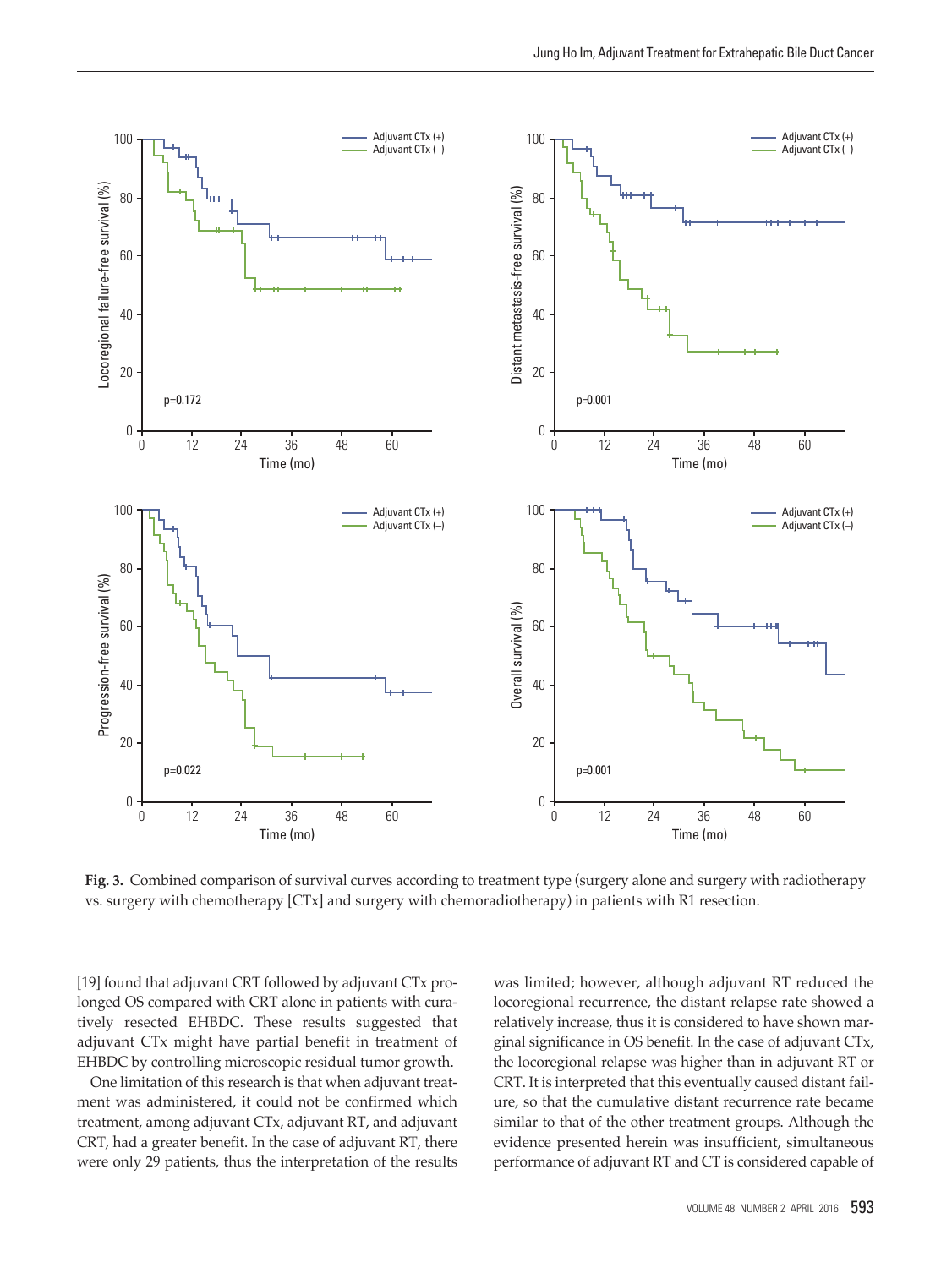**Fig. 3.** Combined comparison of survival curves according to treatment type (surgery alone and surgery with radiotherapy vs. surgery with chemotherapy [CTx] and surgery with chemoradiotherapy) in patients with R1 resection.

[19] found that adjuvant CRT followed by adjuvant CTx prolonged OS compared with CRT alone in patients with curatively resected EHBDC. These results suggested that adjuvant CTx might have partial benefit in treatment of EHBDC by controlling microscopic residual tumor growth.

One limitation of this research is that when adjuvant treatment was administered, it could not be confirmed which treatment, among adjuvant CTx, adjuvant RT, and adjuvant CRT, had a greater benefit. In the case of adjuvant RT, there were only 29 patients, thus the interpretation of the results was limited; however, although adjuvant RT reduced the locoregional recurrence, the distant relapse rate showed a relatively increase, thus it is considered to have shown marginal significance in OS benefit. In the case of adjuvant CTx, the locoregional relapse was higher than in adjuvant RT or CRT. It is interpreted that this eventually caused distant failure, so that the cumulative distant recurrence rate became similar to that of the other treatment groups. Although the evidence presented herein was insufficient, simultaneous performance of adjuvant RT and CT is considered capable of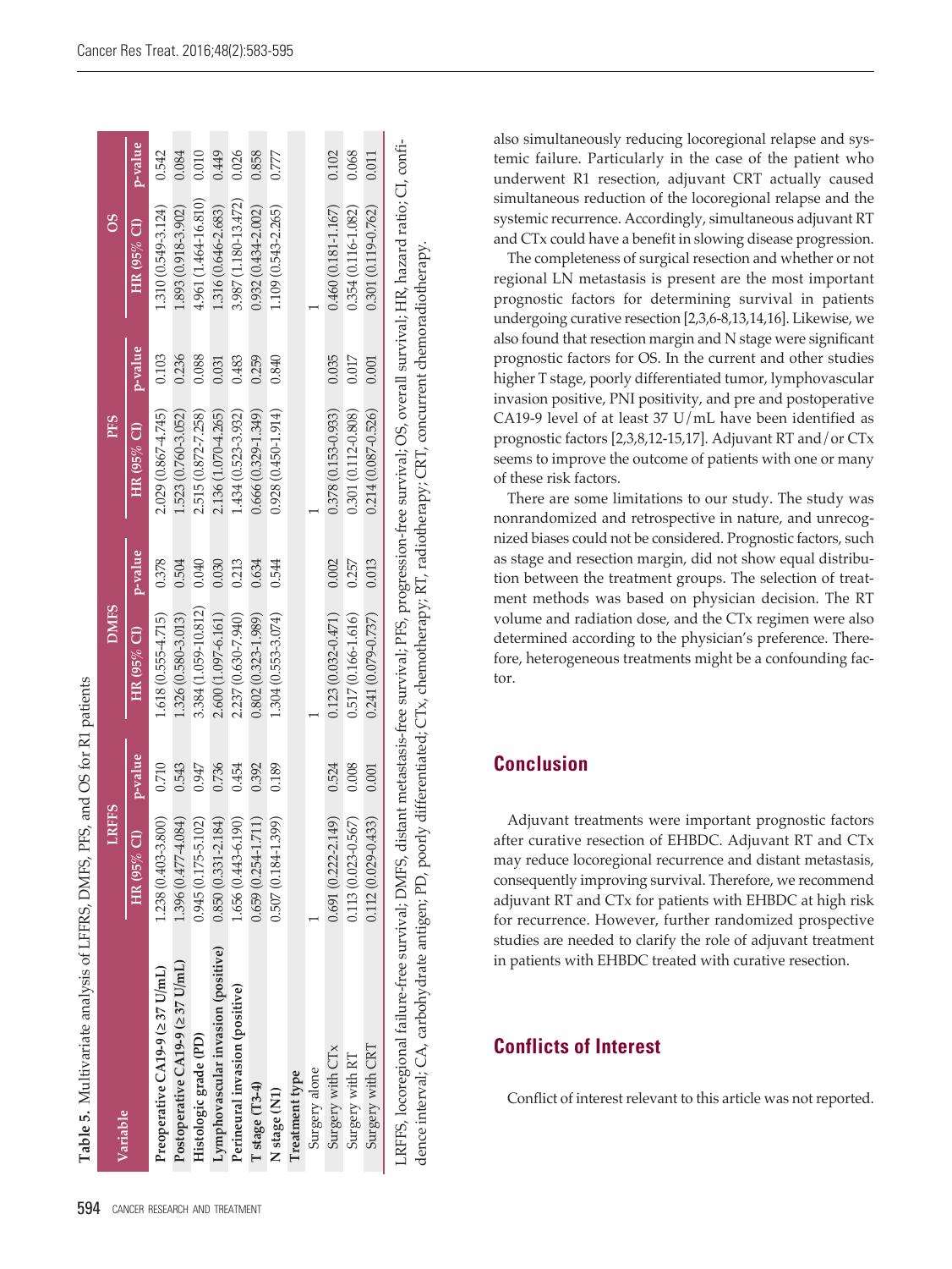**Table 5.** Multivariate analysis of LFFRS, DMFS, PFS, and OS for R1 patients

| Variable | LRFFS | | DMFS | | PFS | | OS | |
|---|---|---|---|---|---|---|---|---|
| | HR (95% CI) | p-value | HR (95% CI) | p-value | HR (95% CI) | p-value | HR (95% CI) | p-value |
| **Preoperative CA19-9 (≥ 37 U/mL)** | 1.238 (0.403-3.800) | 0.710 | 1.618 (0.555-4.715) | 0.378 | 2.029 (0.867-4.745) | 0.103 | 1.310 (0.549-3.124) | 0.542 |
| **Postoperative CA19-9 (≥ 37 U/mL)** | 1.396 (0.477-4.084) | 0.543 | 1.326 (0.580-3.013) | 0.504 | 1.523 (0.760-3.052) | 0.236 | 1.893 (0.918-3.902) | 0.084 |
| **Histologic grade (PD)** | 0.945 (0.175-5.102) | 0.947 | 3.384 (1.059-10.812) | 0.040 | 2.515 (0.872-7.258) | 0.088 | 4.961 (1.464-16.810) | 0.010 |
| **Lymphovascular invasion (positive)** | 0.850 (0.331-2.184) | 0.736 | 2.600 (1.097-6.161) | 0.030 | 2.136 (1.070-4.265) | 0.031 | 1.316 (0.646-2.683) | 0.449 |
| **Perineural invasion (positive)** | 1.656 (0.443-6.190) | 0.454 | 2.237 (0.630-7.940) | 0.213 | 1.434 (0.523-3.932) | 0.483 | 3.987 (1.180-13.472) | 0.026 |
| **T stage (T3-4)** | 0.659 (0.254-1.711) | 0.392 | 0.802 (0.323-1.989) | 0.634 | 0.666 (0.329-1.349) | 0.259 | 0.932 (0.434-2.002) | 0.858 |
| **N stage (N1)** | 0.507 (0.184-1.399) | 0.189 | 1.304 (0.553-3.074) | 0.544 | 0.928 (0.450-1.914) | 0.840 | 1.109 (0.543-2.265) | 0.777 |
| **Treatment type** | | | | | | | | |
| Surgery alone | 1 | | 1 | | 1 | | 1 | |
| Surgery with CTx | 0.691 (0.222-2.149) | 0.524 | 0.123 (0.032-0.471) | 0.002 | 0.378 (0.153-0.933) | 0.035 | 0.460 (0.181-1.167) | 0.102 |
| Surgery with RT | 0.113 (0.023-0.567) | 0.008 | 0.517 (0.166-1.616) | 0.257 | 0.301 (0.112-0.808) | 0.017 | 0.354 (0.116-1.082) | 0.068 |
| Surgery with CRT | 0.112 (0.029-0.433) | 0.001 | 0.241 (0.079-0.737) | 0.013 | 0.214 (0.087-0.526) | 0.001 | 0.301 (0.119-0.762) | 0.011 |

LRFFS, locoregional failure-free survival; DMFS, distant metastasis-free survival; PFS, progression-free survival; OS, overall survival; HR, hazard ratio; CI, confidence interval; CA, carbohydrate antigen; PD, poorly differentiated; CTx, chemotherapy; RT, radiotherapy; CRT, concurrent chemoradiotherapy.

also simultaneously reducing locoregional relapse and systemic failure. Particularly in the case of the patient who underwent R1 resection, adjuvant CRT actually caused simultaneous reduction of the locoregional relapse and the systemic recurrence. Accordingly, simultaneous adjuvant RT and CTx could have a benefit in slowing disease progression.

The completeness of surgical resection and whether or not regional LN metastasis is present are the most important prognostic factors for determining survival in patients undergoing curative resection [2,3,6-8,13,14,16]. Likewise, we also found that resection margin and N stage were significant prognostic factors for OS. In the current and other studies higher T stage, poorly differentiated tumor, lymphovascular invasion positive, PNI positivity, and pre and postoperative CA19-9 level of at least 37 U/mL have been identified as prognostic factors [2,3,8,12-15,17]. Adjuvant RT and/or CTx seems to improve the outcome of patients with one or many of these risk factors.

There are some limitations to our study. The study was nonrandomized and retrospective in nature, and unrecognized biases could not be considered. Prognostic factors, such as stage and resection margin, did not show equal distribution between the treatment groups. The selection of treatment methods was based on physician decision. The RT volume and radiation dose, and the CTx regimen were also determined according to the physician's preference. Therefore, heterogeneous treatments might be a confounding factor.

## Conclusion

Adjuvant treatments were important prognostic factors after curative resection of EHBDC. Adjuvant RT and CTx may reduce locoregional recurrence and distant metastasis, consequently improving survival. Therefore, we recommend adjuvant RT and CTx for patients with EHBDC at high risk for recurrence. However, further randomized prospective studies are needed to clarify the role of adjuvant treatment in patients with EHBDC treated with curative resection.

## Conflicts of Interest

Conflict of interest relevant to this article was not reported.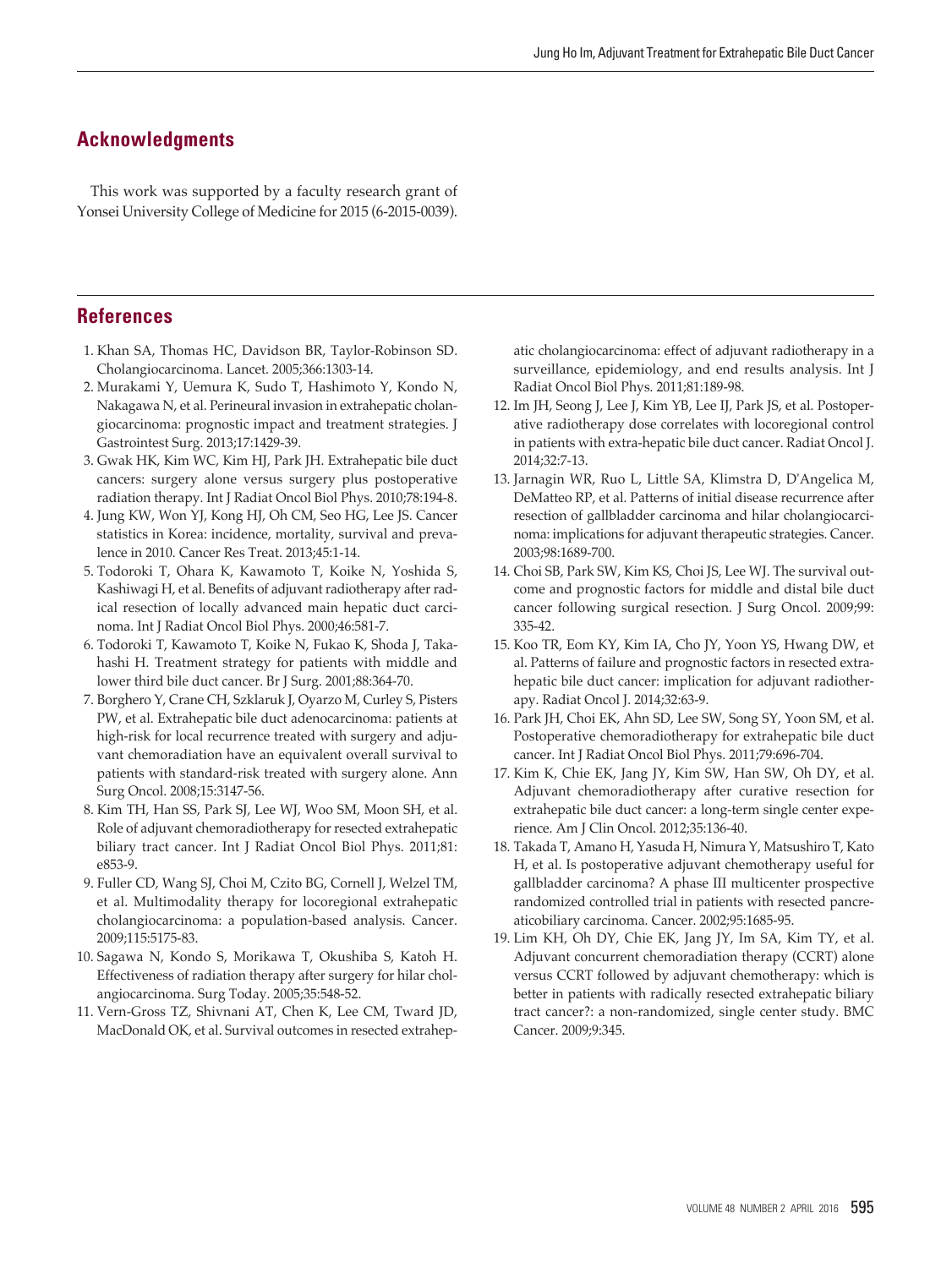## Acknowledgments

This work was supported by a faculty research grant of Yonsei University College of Medicine for 2015 (6-2015-0039).

## References

1. Khan SA, Thomas HC, Davidson BR, Taylor-Robinson SD. Cholangiocarcinoma. Lancet. 2005;366:1303-14.
2. Murakami Y, Uemura K, Sudo T, Hashimoto Y, Kondo N, Nakagawa N, et al. Perineural invasion in extrahepatic cholangiocarcinoma: prognostic impact and treatment strategies. J Gastrointest Surg. 2013;17:1429-39.
3. Gwak HK, Kim WC, Kim HJ, Park JH. Extrahepatic bile duct cancers: surgery alone versus surgery plus postoperative radiation therapy. Int J Radiat Oncol Biol Phys. 2010;78:194-8.
4. Jung KW, Won YJ, Kong HJ, Oh CM, Seo HG, Lee JS. Cancer statistics in Korea: incidence, mortality, survival and prevalence in 2010. Cancer Res Treat. 2013;45:1-14.
5. Todoroki T, Ohara K, Kawamoto T, Koike N, Yoshida S, Kashiwagi H, et al. Benefits of adjuvant radiotherapy after radical resection of locally advanced main hepatic duct carcinoma. Int J Radiat Oncol Biol Phys. 2000;46:581-7.
6. Todoroki T, Kawamoto T, Koike N, Fukao K, Shoda J, Takahashi H. Treatment strategy for patients with middle and lower third bile duct cancer. Br J Surg. 2001;88:364-70.
7. Borghero Y, Crane CH, Szklaruk J, Oyarzo M, Curley S, Pisters PW, et al. Extrahepatic bile duct adenocarcinoma: patients at high-risk for local recurrence treated with surgery and adjuvant chemoradiation have an equivalent overall survival to patients with standard-risk treated with surgery alone. Ann Surg Oncol. 2008;15:3147-56.
8. Kim TH, Han SS, Park SJ, Lee WJ, Woo SM, Moon SH, et al. Role of adjuvant chemoradiotherapy for resected extrahepatic biliary tract cancer. Int J Radiat Oncol Biol Phys. 2011;81:e853-9.
9. Fuller CD, Wang SJ, Choi M, Czito BG, Cornell J, Welzel TM, et al. Multimodality therapy for locoregional extrahepatic cholangiocarcinoma: a population-based analysis. Cancer. 2009;115:5175-83.
10. Sagawa N, Kondo S, Morikawa T, Okushiba S, Katoh H. Effectiveness of radiation therapy after surgery for hilar cholangiocarcinoma. Surg Today. 2005;35:548-52.
11. Vern-Gross TZ, Shivnani AT, Chen K, Lee CM, Tward JD, MacDonald OK, et al. Survival outcomes in resected extrahepatic cholangiocarcinoma: effect of adjuvant radiotherapy in a surveillance, epidemiology, and end results analysis. Int J Radiat Oncol Biol Phys. 2011;81:189-98.
12. Im JH, Seong J, Lee J, Kim YB, Lee IJ, Park JS, et al. Postoperative radiotherapy dose correlates with locoregional control in patients with extra-hepatic bile duct cancer. Radiat Oncol J. 2014;32:7-13.
13. Jarnagin WR, Ruo L, Little SA, Klimstra D, D'Angelica M, DeMatteo RP, et al. Patterns of initial disease recurrence after resection of gallbladder carcinoma and hilar cholangiocarcinoma: implications for adjuvant therapeutic strategies. Cancer. 2003;98:1689-700.
14. Choi SB, Park SW, Kim KS, Choi JS, Lee WJ. The survival outcome and prognostic factors for middle and distal bile duct cancer following surgical resection. J Surg Oncol. 2009;99:335-42.
15. Koo TR, Eom KY, Kim IA, Cho JY, Yoon YS, Hwang DW, et al. Patterns of failure and prognostic factors in resected extrahepatic bile duct cancer: implication for adjuvant radiotherapy. Radiat Oncol J. 2014;32:63-9.
16. Park JH, Choi EK, Ahn SD, Lee SW, Song SY, Yoon SM, et al. Postoperative chemoradiotherapy for extrahepatic bile duct cancer. Int J Radiat Oncol Biol Phys. 2011;79:696-704.
17. Kim K, Chie EK, Jang JY, Kim SW, Han SW, Oh DY, et al. Adjuvant chemoradiotherapy after curative resection for extrahepatic bile duct cancer: a long-term single center experience. Am J Clin Oncol. 2012;35:136-40.
18. Takada T, Amano H, Yasuda H, Nimura Y, Matsushiro T, Kato H, et al. Is postoperative adjuvant chemotherapy useful for gallbladder carcinoma? A phase III multicenter prospective randomized controlled trial in patients with resected pancreaticobiliary carcinoma. Cancer. 2002;95:1685-95.
19. Lim KH, Oh DY, Chie EK, Jang JY, Im SA, Kim TY, et al. Adjuvant concurrent chemoradiation therapy (CCRT) alone versus CCRT followed by adjuvant chemotherapy: which is better in patients with radically resected extrahepatic biliary tract cancer?: a non-randomized, single center study. BMC Cancer. 2009;9:345.